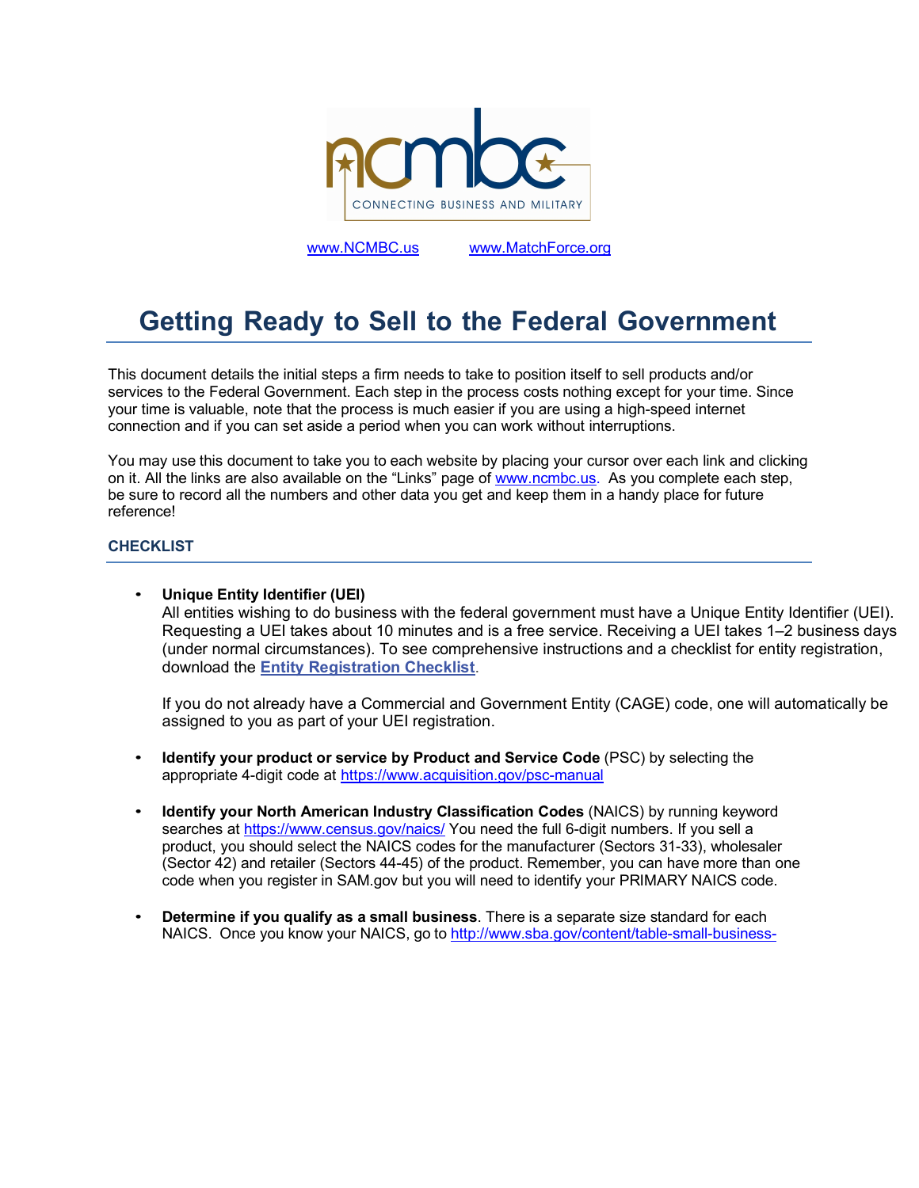ncmbc

CONNECTING BUSINESS AND MILITARY

[www.NCMBC.us](http://www.NCMBC.us) [www.MatchForce.org](http://www.MatchForce.org)

# Getting Ready to Sell to the Federal Government

This document details the initial steps a firm needs to take to position itself to sell products and/or services to the Federal Government. Each step in the process costs nothing except for your time. Since your time is valuable, note that the process is much easier if you are using a high-speed internet connection and if you can set aside a period when you can work without interruptions.

You may use this document to take you to each website by placing your cursor over each link and clicking on it. All the links are also available on the "Links" page of [www.ncmbc.us](http://www.ncmbc.us). As you complete each step, be sure to record all the numbers and other data you get and keep them in a handy place for future reference!

## CHECKLIST

- **Unique Entity Identifier (UEI)**
  All entities wishing to do business with the federal government must have a Unique Entity Identifier (UEI). Requesting a UEI takes about 10 minutes and is a free service. Receiving a UEI takes 1–2 business days (under normal circumstances). To see comprehensive instructions and a checklist for entity registration, download the **Entity Registration Checklist**.

  If you do not already have a Commercial and Government Entity (CAGE) code, one will automatically be assigned to you as part of your UEI registration.

- **Identify your product or service by Product and Service Code** (PSC) by selecting the appropriate 4-digit code at https://www.acquisition.gov/psc-manual

- **Identify your North American Industry Classification Codes** (NAICS) by running keyword searches at https://www.census.gov/naics/ You need the full 6-digit numbers. If you sell a product, you should select the NAICS codes for the manufacturer (Sectors 31-33), wholesaler (Sector 42) and retailer (Sectors 44-45) of the product. Remember, you can have more than one code when you register in SAM.gov but you will need to identify your PRIMARY NAICS code.

- **Determine if you qualify as a small business**. There is a separate size standard for each NAICS. Once you know your NAICS, go to http://www.sba.gov/content/table-small-business-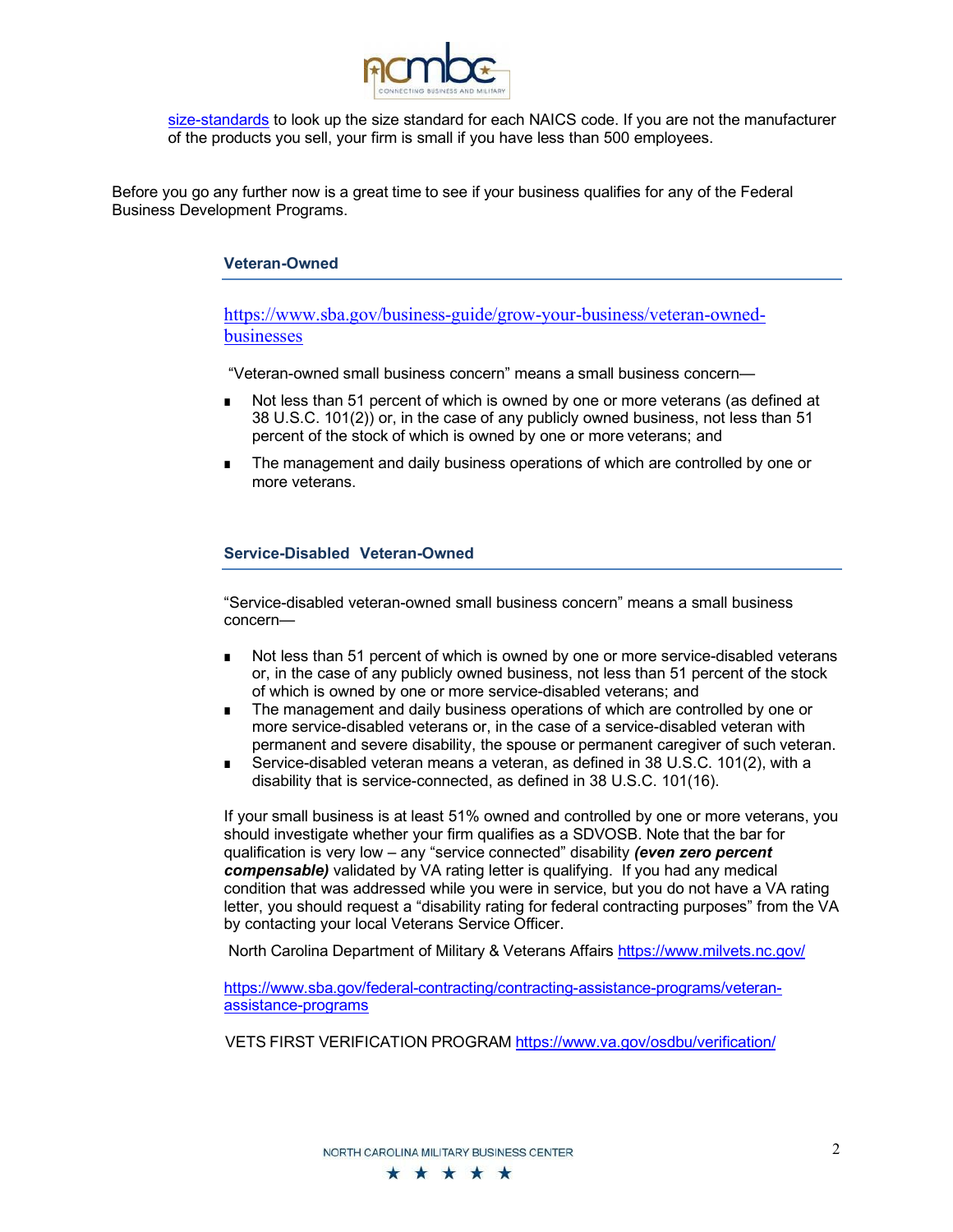[size-standards](size-standards) to look up the size standard for each NAICS code. If you are not the manufacturer of the products you sell, your firm is small if you have less than 500 employees.

Before you go any further now is a great time to see if your business qualifies for any of the Federal Business Development Programs.

### Veteran-Owned

[https://www.sba.gov/business-guide/grow-your-business/veteran-owned-businesses](https://www.sba.gov/business-guide/grow-your-business/veteran-owned-businesses)

"Veteran-owned small business concern" means a small business concern—

- Not less than 51 percent of which is owned by one or more veterans (as defined at 38 U.S.C. 101(2)) or, in the case of any publicly owned business, not less than 51 percent of the stock of which is owned by one or more veterans; and
- The management and daily business operations of which are controlled by one or more veterans.

### Service-Disabled Veteran-Owned

"Service-disabled veteran-owned small business concern" means a small business concern—

- Not less than 51 percent of which is owned by one or more service-disabled veterans or, in the case of any publicly owned business, not less than 51 percent of the stock of which is owned by one or more service-disabled veterans; and
- The management and daily business operations of which are controlled by one or more service-disabled veterans or, in the case of a service-disabled veteran with permanent and severe disability, the spouse or permanent caregiver of such veteran.
- Service-disabled veteran means a veteran, as defined in 38 U.S.C. 101(2), with a disability that is service-connected, as defined in 38 U.S.C. 101(16).

If your small business is at least 51% owned and controlled by one or more veterans, you should investigate whether your firm qualifies as a SDVOSB. Note that the bar for qualification is very low – any "service connected" disability ***(even zero percent compensable)*** validated by VA rating letter is qualifying. If you had any medical condition that was addressed while you were in service, but you do not have a VA rating letter, you should request a "disability rating for federal contracting purposes" from the VA by contacting your local Veterans Service Officer.

North Carolina Department of Military & Veterans Affairs [https://www.milvets.nc.gov/](https://www.milvets.nc.gov/)

[https://www.sba.gov/federal-contracting/contracting-assistance-programs/veteran-assistance-programs](https://www.sba.gov/federal-contracting/contracting-assistance-programs/veteran-assistance-programs)

VETS FIRST VERIFICATION PROGRAM [https://www.va.gov/osdbu/verification/](https://www.va.gov/osdbu/verification/)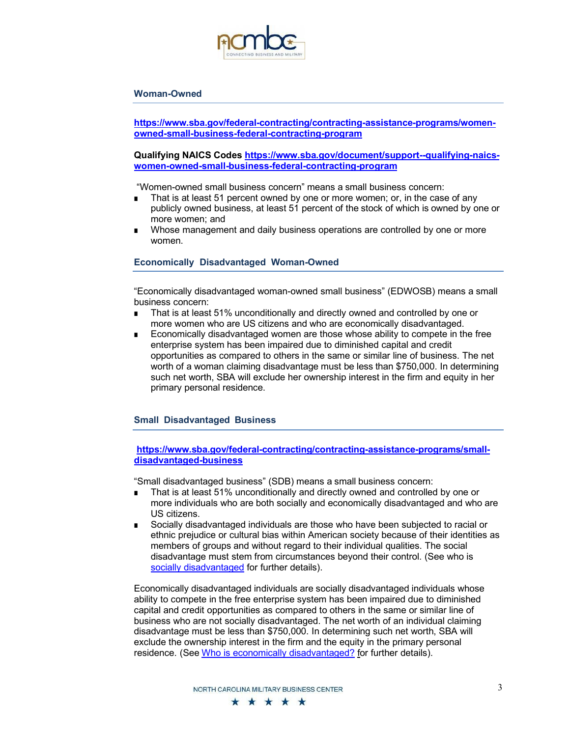## Woman-Owned

**[https://www.sba.gov/federal-contracting/contracting-assistance-programs/women-owned-small-business-federal-contracting-program](https://www.sba.gov/federal-contracting/contracting-assistance-programs/women-owned-small-business-federal-contracting-program)**

**Qualifying NAICS Codes [https://www.sba.gov/document/support--qualifying-naics-women-owned-small-business-federal-contracting-program](https://www.sba.gov/document/support--qualifying-naics-women-owned-small-business-federal-contracting-program)**

"Women-owned small business concern" means a small business concern:

- That is at least 51 percent owned by one or more women; or, in the case of any publicly owned business, at least 51 percent of the stock of which is owned by one or more women; and
- Whose management and daily business operations are controlled by one or more women.

## Economically Disadvantaged Woman-Owned

"Economically disadvantaged woman-owned small business" (EDWOSB) means a small business concern:

- That is at least 51% unconditionally and directly owned and controlled by one or more women who are US citizens and who are economically disadvantaged.
- Economically disadvantaged women are those whose ability to compete in the free enterprise system has been impaired due to diminished capital and credit opportunities as compared to others in the same or similar line of business. The net worth of a woman claiming disadvantage must be less than $750,000. In determining such net worth, SBA will exclude her ownership interest in the firm and equity in her primary personal residence.

## Small Disadvantaged Business

**[https://www.sba.gov/federal-contracting/contracting-assistance-programs/small-disadvantaged-business](https://www.sba.gov/federal-contracting/contracting-assistance-programs/small-disadvantaged-business)**

"Small disadvantaged business" (SDB) means a small business concern:

- That is at least 51% unconditionally and directly owned and controlled by one or more individuals who are both socially and economically disadvantaged and who are US citizens.
- Socially disadvantaged individuals are those who have been subjected to racial or ethnic prejudice or cultural bias within American society because of their identities as members of groups and without regard to their individual qualities. The social disadvantage must stem from circumstances beyond their control. (See who is socially disadvantaged for further details).

Economically disadvantaged individuals are socially disadvantaged individuals whose ability to compete in the free enterprise system has been impaired due to diminished capital and credit opportunities as compared to others in the same or similar line of business who are not socially disadvantaged. The net worth of an individual claiming disadvantage must be less than $750,000. In determining such net worth, SBA will exclude the ownership interest in the firm and the equity in the primary personal residence. (See Who is economically disadvantaged? for further details).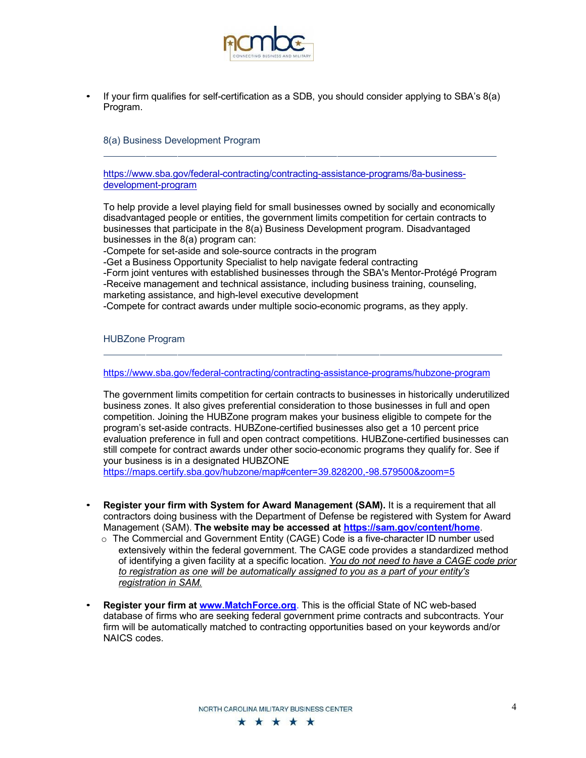- If your firm qualifies for self-certification as a SDB, you should consider applying to SBA's 8(a) Program.

  ### 8(a) Business Development Program

  [https://www.sba.gov/federal-contracting/contracting-assistance-programs/8a-business-development-program](https://www.sba.gov/federal-contracting/contracting-assistance-programs/8a-business-development-program)

  To help provide a level playing field for small businesses owned by socially and economically disadvantaged people or entities, the government limits competition for certain contracts to businesses that participate in the 8(a) Business Development program. Disadvantaged businesses in the 8(a) program can:
  -Compete for set-aside and sole-source contracts in the program
  -Get a Business Opportunity Specialist to help navigate federal contracting
  -Form joint ventures with established businesses through the SBA's Mentor-Protégé Program
  -Receive management and technical assistance, including business training, counseling, marketing assistance, and high-level executive development
  -Compete for contract awards under multiple socio-economic programs, as they apply.

  ### HUBZone Program

  [https://www.sba.gov/federal-contracting/contracting-assistance-programs/hubzone-program](https://www.sba.gov/federal-contracting/contracting-assistance-programs/hubzone-program)

  The government limits competition for certain contracts to businesses in historically underutilized business zones. It also gives preferential consideration to those businesses in full and open competition. Joining the HUBZone program makes your business eligible to compete for the program's set-aside contracts. HUBZone-certified businesses also get a 10 percent price evaluation preference in full and open contract competitions. HUBZone-certified businesses can still compete for contract awards under other socio-economic programs they qualify for. See if your business is in a designated HUBZONE
  [https://maps.certify.sba.gov/hubzone/map#center=39.828200,-98.579500&zoom=5](https://maps.certify.sba.gov/hubzone/map#center=39.828200,-98.579500&zoom=5)

- **Register your firm with System for Award Management (SAM).** It is a requirement that all contractors doing business with the Department of Defense be registered with System for Award Management (SAM). **The website may be accessed at [https://sam.gov/content/home](https://sam.gov/content/home)**.
  - The Commercial and Government Entity (CAGE) Code is a five-character ID number used extensively within the federal government. The CAGE code provides a standardized method of identifying a given facility at a specific location. <u>*You do not need to have a CAGE code prior to registration as one will be automatically assigned to you as a part of your entity's registration in SAM.*</u>

- **Register your firm at [www.MatchForce.org](http://www.MatchForce.org)**. This is the official State of NC web-based database of firms who are seeking federal government prime contracts and subcontracts. Your firm will be automatically matched to contracting opportunities based on your keywords and/or NAICS codes.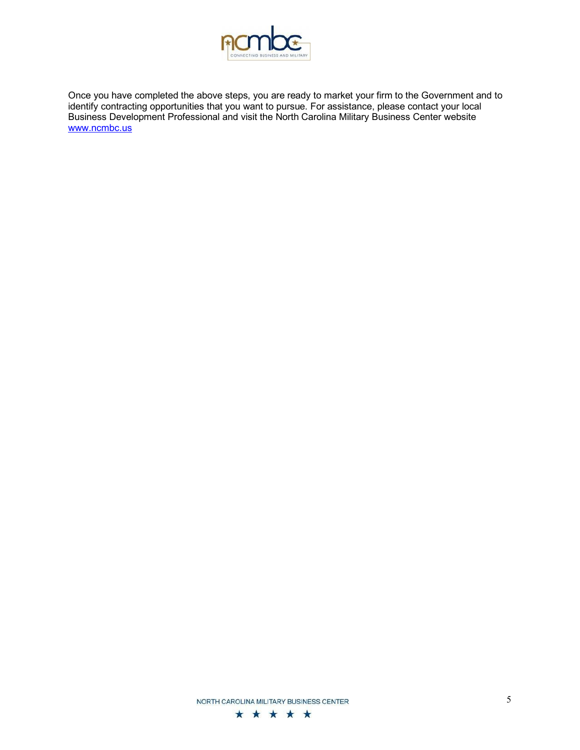Once you have completed the above steps, you are ready to market your firm to the Government and to identify contracting opportunities that you want to pursue. For assistance, please contact your local Business Development Professional and visit the North Carolina Military Business Center website [www.ncmbc.us](http://www.ncmbc.us)